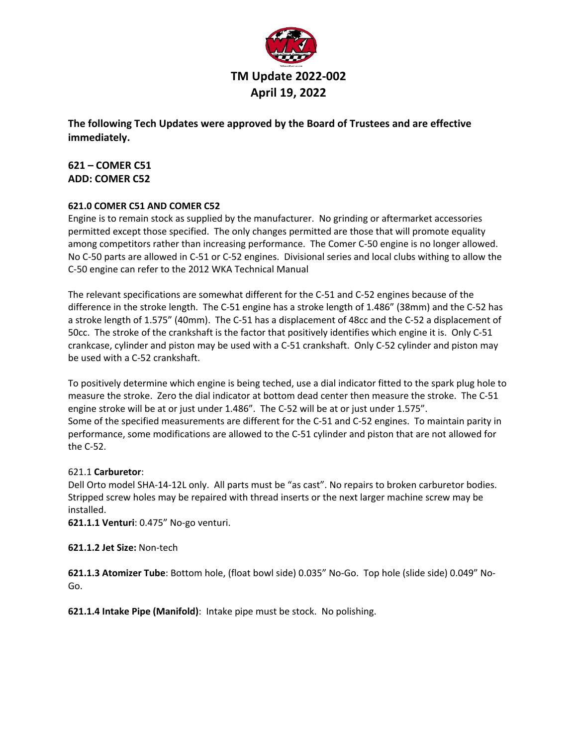# TM Update 2022-002
# April 19, 2022

**The following Tech Updates were approved by the Board of Trustees and are effective immediately.**

**621 – COMER C51**
**ADD: COMER C52**

### 621.0 COMER C51 AND COMER C52

Engine is to remain stock as supplied by the manufacturer. No grinding or aftermarket accessories permitted except those specified. The only changes permitted are those that will promote equality among competitors rather than increasing performance. The Comer C-50 engine is no longer allowed. No C-50 parts are allowed in C-51 or C-52 engines. Divisional series and local clubs withing to allow the C-50 engine can refer to the 2012 WKA Technical Manual

The relevant specifications are somewhat different for the C-51 and C-52 engines because of the difference in the stroke length. The C-51 engine has a stroke length of 1.486" (38mm) and the C-52 has a stroke length of 1.575" (40mm). The C-51 has a displacement of 48cc and the C-52 a displacement of 50cc. The stroke of the crankshaft is the factor that positively identifies which engine it is. Only C-51 crankcase, cylinder and piston may be used with a C-51 crankshaft. Only C-52 cylinder and piston may be used with a C-52 crankshaft.

To positively determine which engine is being teched, use a dial indicator fitted to the spark plug hole to measure the stroke. Zero the dial indicator at bottom dead center then measure the stroke. The C-51 engine stroke will be at or just under 1.486". The C-52 will be at or just under 1.575".
Some of the specified measurements are different for the C-51 and C-52 engines. To maintain parity in performance, some modifications are allowed to the C-51 cylinder and piston that are not allowed for the C-52.

621.1 **Carburetor**:
Dell Orto model SHA-14-12L only. All parts must be "as cast". No repairs to broken carburetor bodies. Stripped screw holes may be repaired with thread inserts or the next larger machine screw may be installed.
**621.1.1 Venturi**: 0.475" No-go venturi.

**621.1.2 Jet Size:** Non-tech

**621.1.3 Atomizer Tube**: Bottom hole, (float bowl side) 0.035" No-Go. Top hole (slide side) 0.049" No-Go.

**621.1.4 Intake Pipe (Manifold)**: Intake pipe must be stock. No polishing.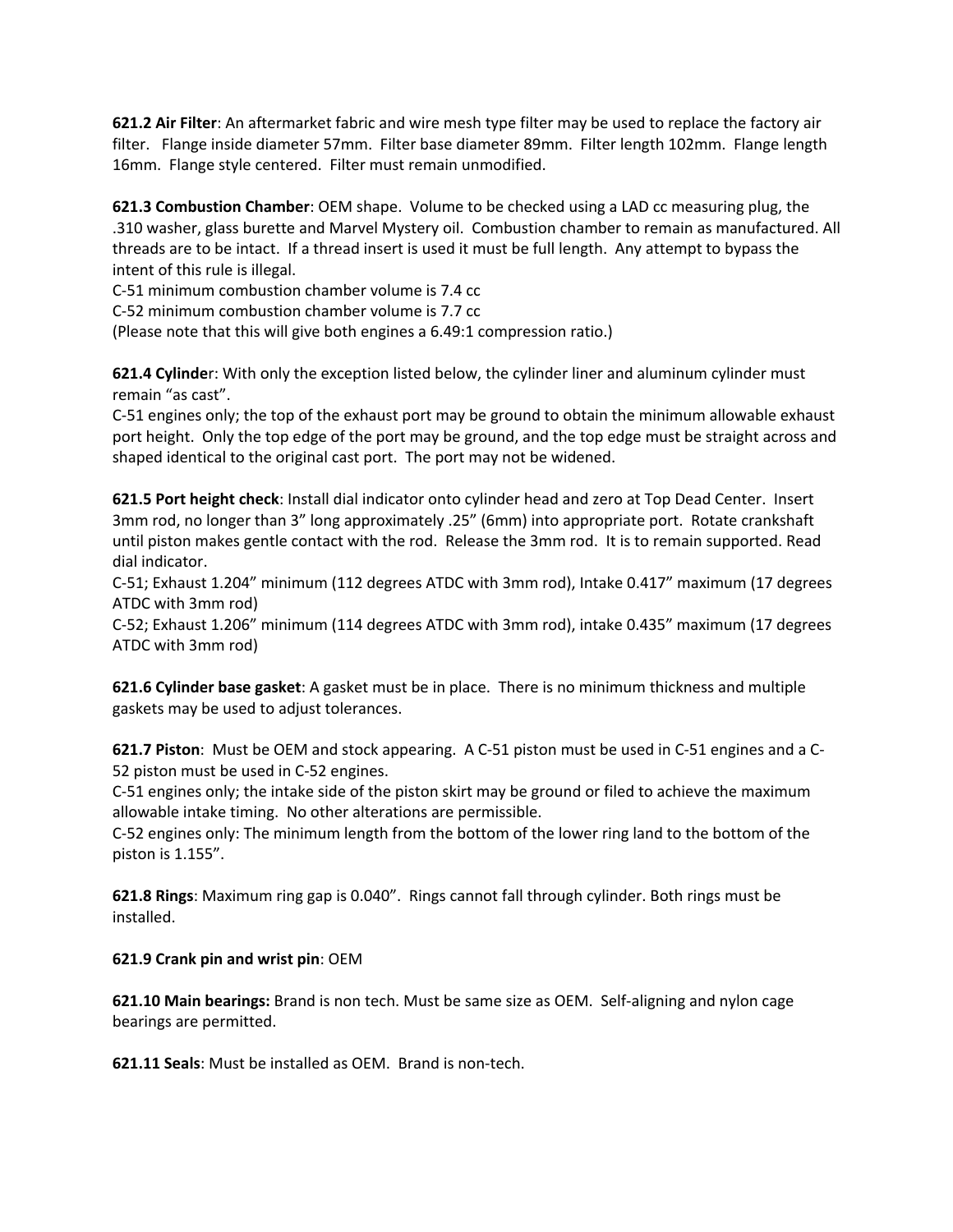**621.2 Air Filter**: An aftermarket fabric and wire mesh type filter may be used to replace the factory air filter. Flange inside diameter 57mm. Filter base diameter 89mm. Filter length 102mm. Flange length 16mm. Flange style centered. Filter must remain unmodified.

**621.3 Combustion Chamber**: OEM shape. Volume to be checked using a LAD cc measuring plug, the .310 washer, glass burette and Marvel Mystery oil. Combustion chamber to remain as manufactured. All threads are to be intact. If a thread insert is used it must be full length. Any attempt to bypass the intent of this rule is illegal.
C-51 minimum combustion chamber volume is 7.4 cc
C-52 minimum combustion chamber volume is 7.7 cc
(Please note that this will give both engines a 6.49:1 compression ratio.)

**621.4 Cylinder**: With only the exception listed below, the cylinder liner and aluminum cylinder must remain "as cast".
C-51 engines only; the top of the exhaust port may be ground to obtain the minimum allowable exhaust port height. Only the top edge of the port may be ground, and the top edge must be straight across and shaped identical to the original cast port. The port may not be widened.

**621.5 Port height check**: Install dial indicator onto cylinder head and zero at Top Dead Center. Insert 3mm rod, no longer than 3" long approximately .25" (6mm) into appropriate port. Rotate crankshaft until piston makes gentle contact with the rod. Release the 3mm rod. It is to remain supported. Read dial indicator.
C-51; Exhaust 1.204" minimum (112 degrees ATDC with 3mm rod), Intake 0.417" maximum (17 degrees ATDC with 3mm rod)
C-52; Exhaust 1.206" minimum (114 degrees ATDC with 3mm rod), intake 0.435" maximum (17 degrees ATDC with 3mm rod)

**621.6 Cylinder base gasket**: A gasket must be in place. There is no minimum thickness and multiple gaskets may be used to adjust tolerances.

**621.7 Piston**: Must be OEM and stock appearing. A C-51 piston must be used in C-51 engines and a C-52 piston must be used in C-52 engines.
C-51 engines only; the intake side of the piston skirt may be ground or filed to achieve the maximum allowable intake timing. No other alterations are permissible.
C-52 engines only: The minimum length from the bottom of the lower ring land to the bottom of the piston is 1.155".

**621.8 Rings**: Maximum ring gap is 0.040". Rings cannot fall through cylinder. Both rings must be installed.

**621.9 Crank pin and wrist pin**: OEM

**621.10 Main bearings:** Brand is non tech. Must be same size as OEM. Self-aligning and nylon cage bearings are permitted.

**621.11 Seals**: Must be installed as OEM. Brand is non-tech.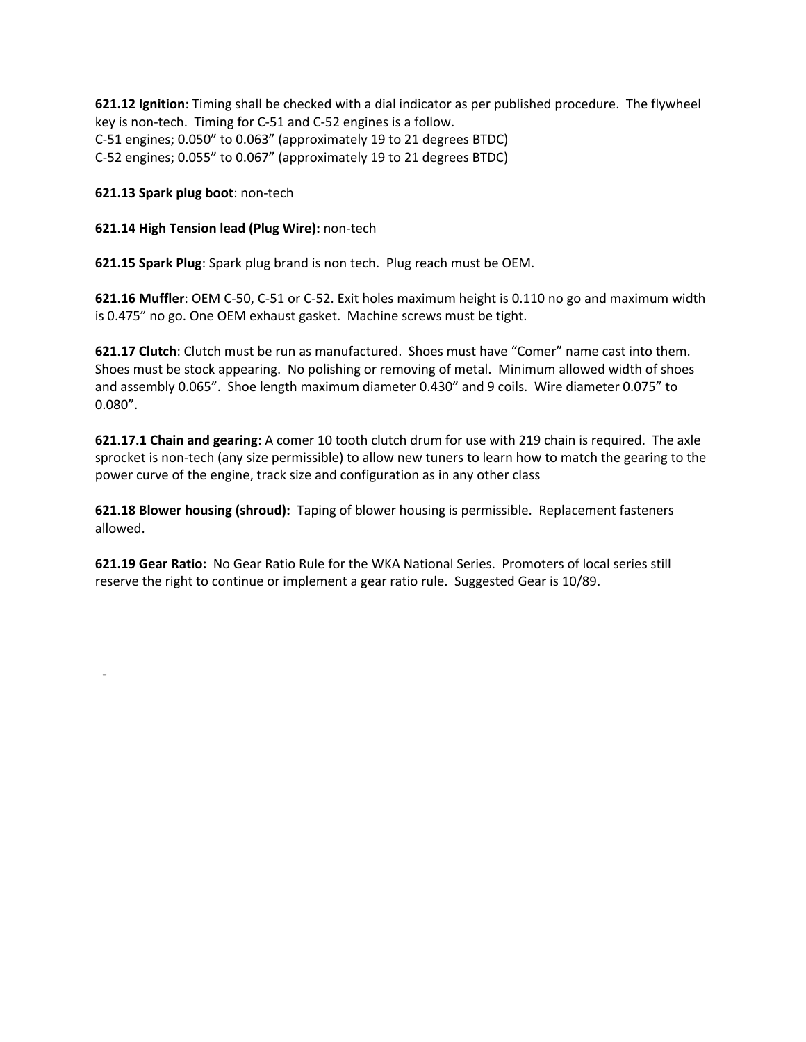**621.12 Ignition**: Timing shall be checked with a dial indicator as per published procedure. The flywheel key is non-tech. Timing for C-51 and C-52 engines is a follow.
C-51 engines; 0.050" to 0.063" (approximately 19 to 21 degrees BTDC)
C-52 engines; 0.055" to 0.067" (approximately 19 to 21 degrees BTDC)

**621.13 Spark plug boot**: non-tech

**621.14 High Tension lead (Plug Wire):** non-tech

**621.15 Spark Plug**: Spark plug brand is non tech. Plug reach must be OEM.

**621.16 Muffler**: OEM C-50, C-51 or C-52. Exit holes maximum height is 0.110 no go and maximum width is 0.475" no go. One OEM exhaust gasket. Machine screws must be tight.

**621.17 Clutch**: Clutch must be run as manufactured. Shoes must have "Comer" name cast into them. Shoes must be stock appearing. No polishing or removing of metal. Minimum allowed width of shoes and assembly 0.065". Shoe length maximum diameter 0.430" and 9 coils. Wire diameter 0.075" to 0.080".

**621.17.1 Chain and gearing**: A comer 10 tooth clutch drum for use with 219 chain is required. The axle sprocket is non-tech (any size permissible) to allow new tuners to learn how to match the gearing to the power curve of the engine, track size and configuration as in any other class

**621.18 Blower housing (shroud):** Taping of blower housing is permissible. Replacement fasteners allowed.

**621.19 Gear Ratio:** No Gear Ratio Rule for the WKA National Series. Promoters of local series still reserve the right to continue or implement a gear ratio rule. Suggested Gear is 10/89.

-